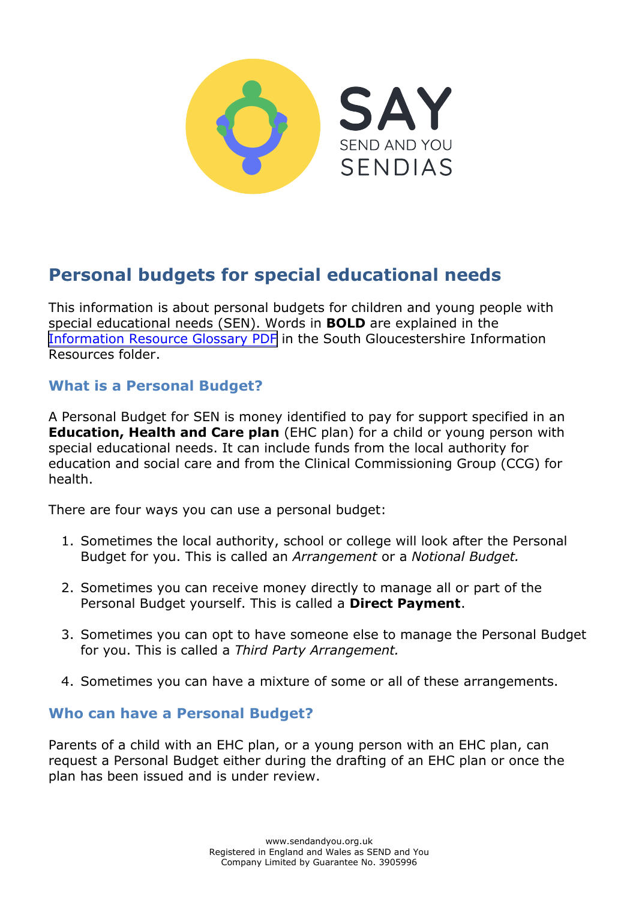SAY

SEND AND YOU

SENDIAS

# Personal budgets for special educational needs

This information is about personal budgets for children and young people with special educational needs (SEN). Words in **BOLD** are explained in the Information Resource Glossary PDF in the South Gloucestershire Information Resources folder.

## What is a Personal Budget?

A Personal Budget for SEN is money identified to pay for support specified in an **Education, Health and Care plan** (EHC plan) for a child or young person with special educational needs. It can include funds from the local authority for education and social care and from the Clinical Commissioning Group (CCG) for health.

There are four ways you can use a personal budget:

1. Sometimes the local authority, school or college will look after the Personal Budget for you. This is called an *Arrangement* or a *Notional Budget.*

2. Sometimes you can receive money directly to manage all or part of the Personal Budget yourself. This is called a **Direct Payment**.

3. Sometimes you can opt to have someone else to manage the Personal Budget for you. This is called a *Third Party Arrangement.*

4. Sometimes you can have a mixture of some or all of these arrangements.

## Who can have a Personal Budget?

Parents of a child with an EHC plan, or a young person with an EHC plan, can request a Personal Budget either during the drafting of an EHC plan or once the plan has been issued and is under review.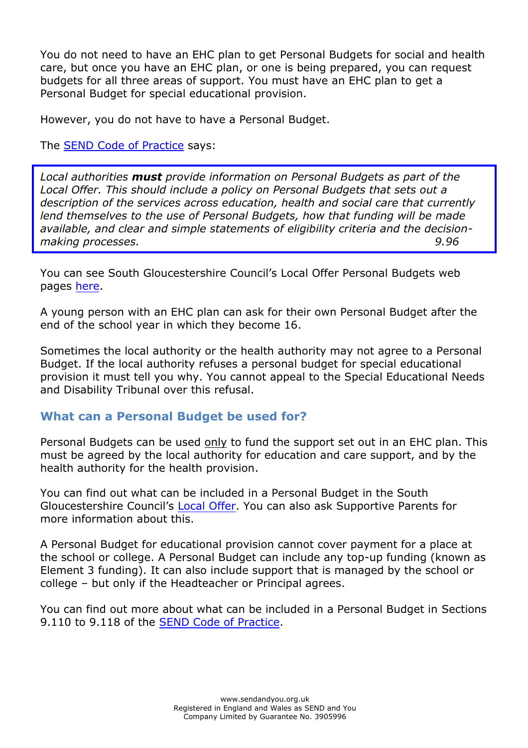You do not need to have an EHC plan to get Personal Budgets for social and health care, but once you have an EHC plan, or one is being prepared, you can request budgets for all three areas of support. You must have an EHC plan to get a Personal Budget for special educational provision.

However, you do not have to have a Personal Budget.

The SEND Code of Practice says:

> *Local authorities **must** provide information on Personal Budgets as part of the Local Offer. This should include a policy on Personal Budgets that sets out a description of the services across education, health and social care that currently lend themselves to the use of Personal Budgets, how that funding will be made available, and clear and simple statements of eligibility criteria and the decision-making processes.* *9.96*

You can see South Gloucestershire Council's Local Offer Personal Budgets web pages here.

A young person with an EHC plan can ask for their own Personal Budget after the end of the school year in which they become 16.

Sometimes the local authority or the health authority may not agree to a Personal Budget. If the local authority refuses a personal budget for special educational provision it must tell you why. You cannot appeal to the Special Educational Needs and Disability Tribunal over this refusal.

## What can a Personal Budget be used for?

Personal Budgets can be used only to fund the support set out in an EHC plan. This must be agreed by the local authority for education and care support, and by the health authority for the health provision.

You can find out what can be included in a Personal Budget in the South Gloucestershire Council's Local Offer. You can also ask Supportive Parents for more information about this.

A Personal Budget for educational provision cannot cover payment for a place at the school or college. A Personal Budget can include any top-up funding (known as Element 3 funding). It can also include support that is managed by the school or college – but only if the Headteacher or Principal agrees.

You can find out more about what can be included in a Personal Budget in Sections 9.110 to 9.118 of the SEND Code of Practice.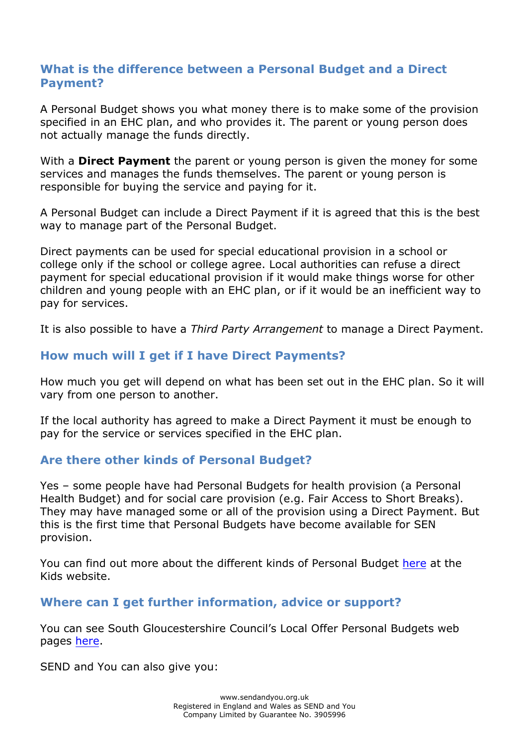## What is the difference between a Personal Budget and a Direct Payment?

A Personal Budget shows you what money there is to make some of the provision specified in an EHC plan, and who provides it. The parent or young person does not actually manage the funds directly.

With a **Direct Payment** the parent or young person is given the money for some services and manages the funds themselves. The parent or young person is responsible for buying the service and paying for it.

A Personal Budget can include a Direct Payment if it is agreed that this is the best way to manage part of the Personal Budget.

Direct payments can be used for special educational provision in a school or college only if the school or college agree. Local authorities can refuse a direct payment for special educational provision if it would make things worse for other children and young people with an EHC plan, or if it would be an inefficient way to pay for services.

It is also possible to have a *Third Party Arrangement* to manage a Direct Payment.

## How much will I get if I have Direct Payments?

How much you get will depend on what has been set out in the EHC plan. So it will vary from one person to another.

If the local authority has agreed to make a Direct Payment it must be enough to pay for the service or services specified in the EHC plan.

## Are there other kinds of Personal Budget?

Yes – some people have had Personal Budgets for health provision (a Personal Health Budget) and for social care provision (e.g. Fair Access to Short Breaks). They may have managed some or all of the provision using a Direct Payment. But this is the first time that Personal Budgets have become available for SEN provision.

You can find out more about the different kinds of Personal Budget [here](#) at the Kids website.

## Where can I get further information, advice or support?

You can see South Gloucestershire Council's Local Offer Personal Budgets web pages [here](#).

SEND and You can also give you: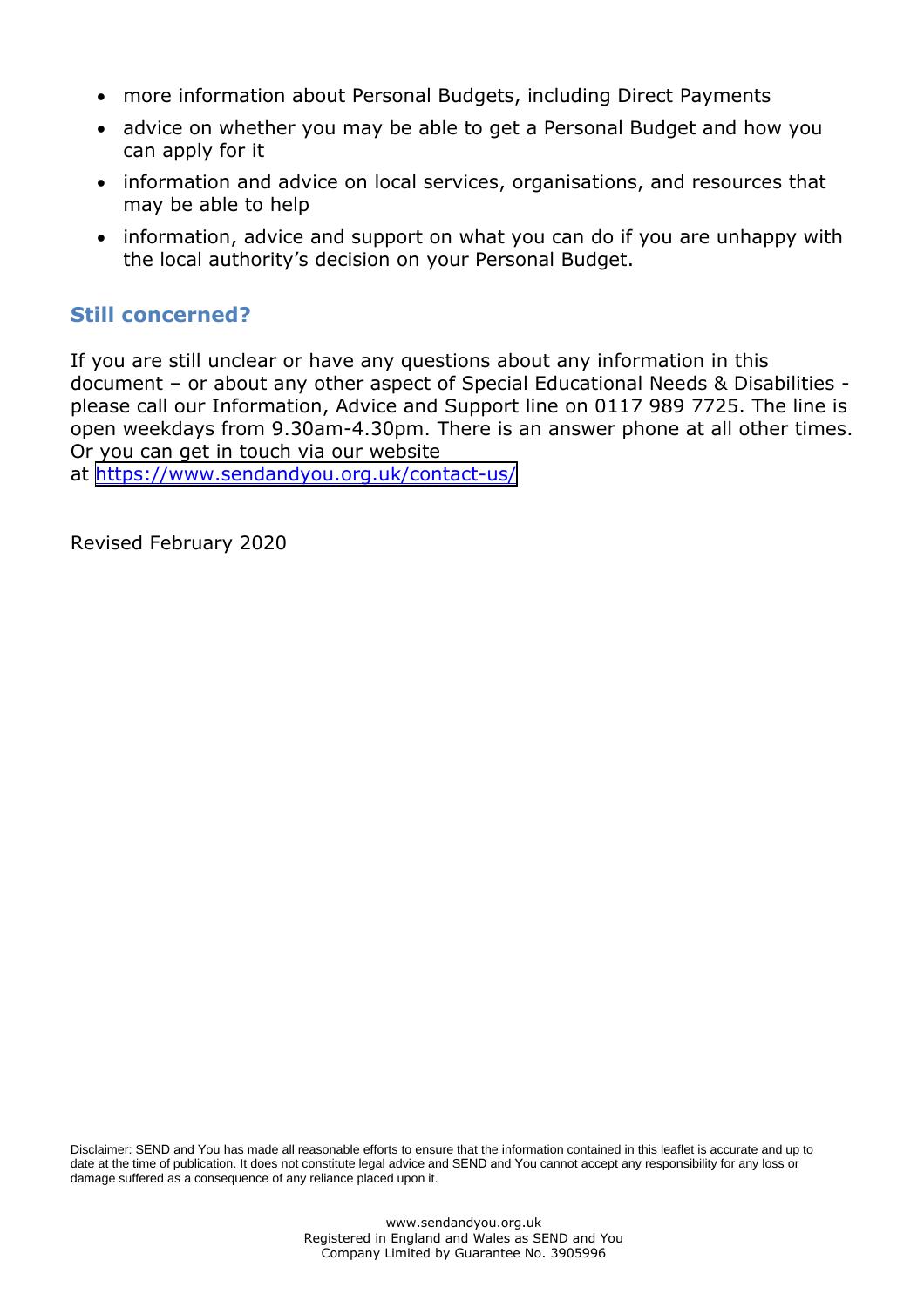- more information about Personal Budgets, including Direct Payments
- advice on whether you may be able to get a Personal Budget and how you can apply for it
- information and advice on local services, organisations, and resources that may be able to help
- information, advice and support on what you can do if you are unhappy with the local authority's decision on your Personal Budget.

## Still concerned?

If you are still unclear or have any questions about any information in this document – or about any other aspect of Special Educational Needs & Disabilities - please call our Information, Advice and Support line on 0117 989 7725. The line is open weekdays from 9.30am-4.30pm. There is an answer phone at all other times. Or you can get in touch via our website at https://www.sendandyou.org.uk/contact-us/

Revised February 2020

Disclaimer: SEND and You has made all reasonable efforts to ensure that the information contained in this leaflet is accurate and up to date at the time of publication. It does not constitute legal advice and SEND and You cannot accept any responsibility for any loss or damage suffered as a consequence of any reliance placed upon it.

www.sendandyou.org.uk
Registered in England and Wales as SEND and You
Company Limited by Guarantee No. 3905996